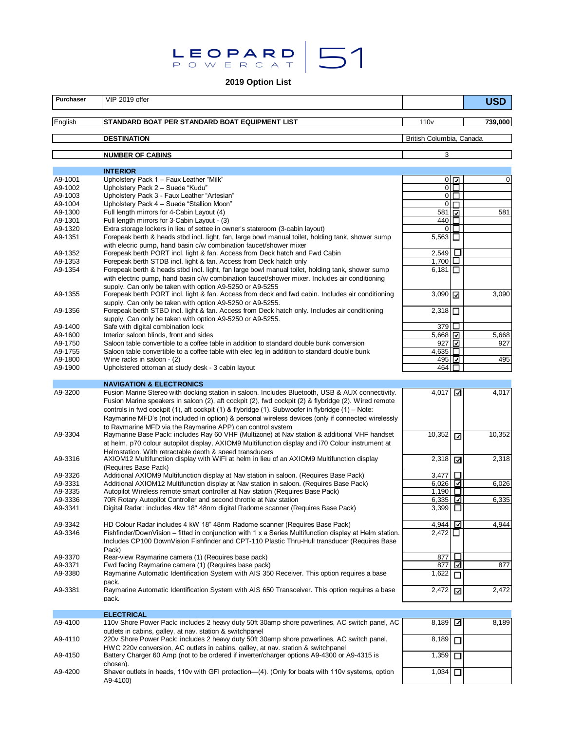# LEOPARD POWERCAT 51

## 2019 Option List

| Purchaser | VIP 2019 offer | | | USD |
|---|---|---|---|---|
| English | **STANDARD BOAT PER STANDARD BOAT EQUIPMENT LIST** | 110v | | 739,000 |
| | **DESTINATION** | British Columbia, Canada | | |
| | **NUMBER OF CABINS** | 3 | | |
| | **INTERIOR** | | | |
| A9-1001 | Upholstery Pack 1 – Faux Leather "Milk" | 0 | ☑ | 0 |
| A9-1002 | Upholstery Pack 2 – Suede "Kudu" | 0 | ☐ | |
| A9-1003 | Upholstery Pack 3 - Faux Leather "Artesian" | 0 | ☐ | |
| A9-1004 | Upholstery Pack 4 – Suede "Stallion Moon" | 0 | ☐ | |
| A9-1300 | Full length mirrors for 4-Cabin Layout (4) | 581 | ☑ | 581 |
| A9-1301 | Full length mirrors for 3-Cabin Layout - (3) | 440 | ☐ | |
| A9-1320 | Extra storage lockers in lieu of settee in owner's stateroom (3-cabin layout) | 0 | ☐ | |
| A9-1351 | Forepeak berth & heads stbd incl. light, fan, large bowl manual toilet, holding tank, shower sump with elecric pump, hand basin c/w combination faucet/shower mixer | 5,563 | ☐ | |
| A9-1352 | Forepeak berth PORT incl. light & fan. Access from Deck hatch and Fwd Cabin | 2,549 | ☐ | |
| A9-1353 | Forepeak berth STDB incl. light & fan. Access from Deck hatch only | 1,700 | ☐ | |
| A9-1354 | Forepeak berth & heads stbd incl. light, fan large bowl manual toilet, holding tank, shower sump with electric pump, hand basin c/w combination faucet/shower mixer. Includes air conditioning supply. Can only be taken with option A9-5250 or A9-5255 | 6,181 | ☐ | |
| A9-1355 | Forepeak berth PORT incl. light & fan. Access from deck and fwd cabin. Includes air conditioning supply. Can only be taken with option A9-5250 or A9-5255. | 3,090 | ☑ | 3,090 |
| A9-1356 | Forepeak berth STBD incl. light & fan. Access from Deck hatch only. Includes air conditioning supply. Can only be taken with option A9-5250 or A9-5255. | 2,318 | ☐ | |
| A9-1400 | Safe with digital combination lock | 379 | ☐ | |
| A9-1600 | Interior saloon blinds, front and sides | 5,668 | ☑ | 5,668 |
| A9-1750 | Saloon table convertible to a coffee table in addition to standard double bunk conversion | 927 | ☑ | 927 |
| A9-1755 | Saloon table convertible to a coffee table with elec leg in addition to standard double bunk | 4,635 | ☐ | |
| A9-1800 | Wine racks in saloon - (2) | 495 | ☑ | 495 |
| A9-1900 | Upholstered ottoman at study desk - 3 cabin layout | 464 | ☐ | |
| | **NAVIGATION & ELECTRONICS** | | | |
| A9-3200 | Fusion Marine Stereo with docking station in saloon. Includes Bluetooth, USB & AUX connectivity. Fusion Marine speakers in saloon (2), aft cockpit (2), fwd cockpit (2) & flybridge (2). Wired remote controls in fwd cockpit (1), aft cockpit (1) & flybridge (1). Subwoofer in flybridge (1) – Note: Raymarine MFD's (not included in option) & personal wireless devices (only if connected wirelessly to Raymarine MFD via the Raymarine APP) can control system | 4,017 | ☑ | 4,017 |
| A9-3304 | Raymarine Base Pack: includes Ray 60 VHF (Multizone) at Nav station & additional VHF handset at helm, p70 colour autopilot display, AXIOM9 Multifunction display and i70 Colour instrument at Helmstation. With retractable depth & speed transducers | 10,352 | ☑ | 10,352 |
| A9-3316 | AXIOM12 Multifunction display with WiFi at helm in lieu of an AXIOM9 Multifunction display (Requires Base Pack) | 2,318 | ☑ | 2,318 |
| A9-3326 | Additional AXIOM9 Multifunction display at Nav station in saloon. (Requires Base Pack) | 3,477 | ☐ | |
| A9-3331 | Additional AXIOM12 Multifunction display at Nav station in saloon. (Requires Base Pack) | 6,026 | ☑ | 6,026 |
| A9-3335 | Autopilot Wireless remote smart controller at Nav station (Requires Base Pack) | 1,190 | ☐ | |
| A9-3336 | 70R Rotary Autopilot Controller and second throttle at Nav station | 6,335 | ☑ | 6,335 |
| A9-3341 | Digital Radar: includes 4kw 18" 48nm digital Radome scanner (Requires Base Pack) | 3,399 | ☐ | |
| A9-3342 | HD Colour Radar includes 4 kW 18" 48nm Radome scanner (Requires Base Pack) | 4,944 | ☑ | 4,944 |
| A9-3346 | Fishfinder/DownVision – fitted in conjunction with 1 x a Series Multifunction display at Helm station. Includes CP100 DownVision Fishfinder and CPT-110 Plastic Thru-Hull transducer (Requires Base Pack) | 2,472 | ☐ | |
| A9-3370 | Rear-view Raymarine camera (1) (Requires base pack) | 877 | ☐ | |
| A9-3371 | Fwd facing Raymarine camera (1) (Requires base pack) | 877 | ☑ | 877 |
| A9-3380 | Raymarine Automatic Identification System with AIS 350 Receiver. This option requires a base pack. | 1,622 | ☐ | |
| A9-3381 | Raymarine Automatic Identification System with AIS 650 Transceiver. This option requires a base pack. | 2,472 | ☑ | 2,472 |
| | **ELECTRICAL** | | | |
| A9-4100 | 110v Shore Power Pack: includes 2 heavy duty 50ft 30amp shore powerlines, AC switch panel, AC outlets in cabins, galley, at nav. station & switchpanel | 8,189 | ☑ | 8,189 |
| A9-4110 | 220v Shore Power Pack: includes 2 heavy duty 50ft 30amp shore powerlines, AC switch panel, HWC 220v conversion, AC outlets in cabins, galley, at nav. station & switchpanel | 8,189 | ☐ | |
| A9-4150 | Battery Charger 60 Amp (not to be ordered if inverter/charger options A9-4300 or A9-4315 is chosen). | 1,359 | ☐ | |
| A9-4200 | Shaver outlets in heads, 110v with GFI protection—(4). (Only for boats with 110v systems, option A9-4100) | 1,034 | ☐ | |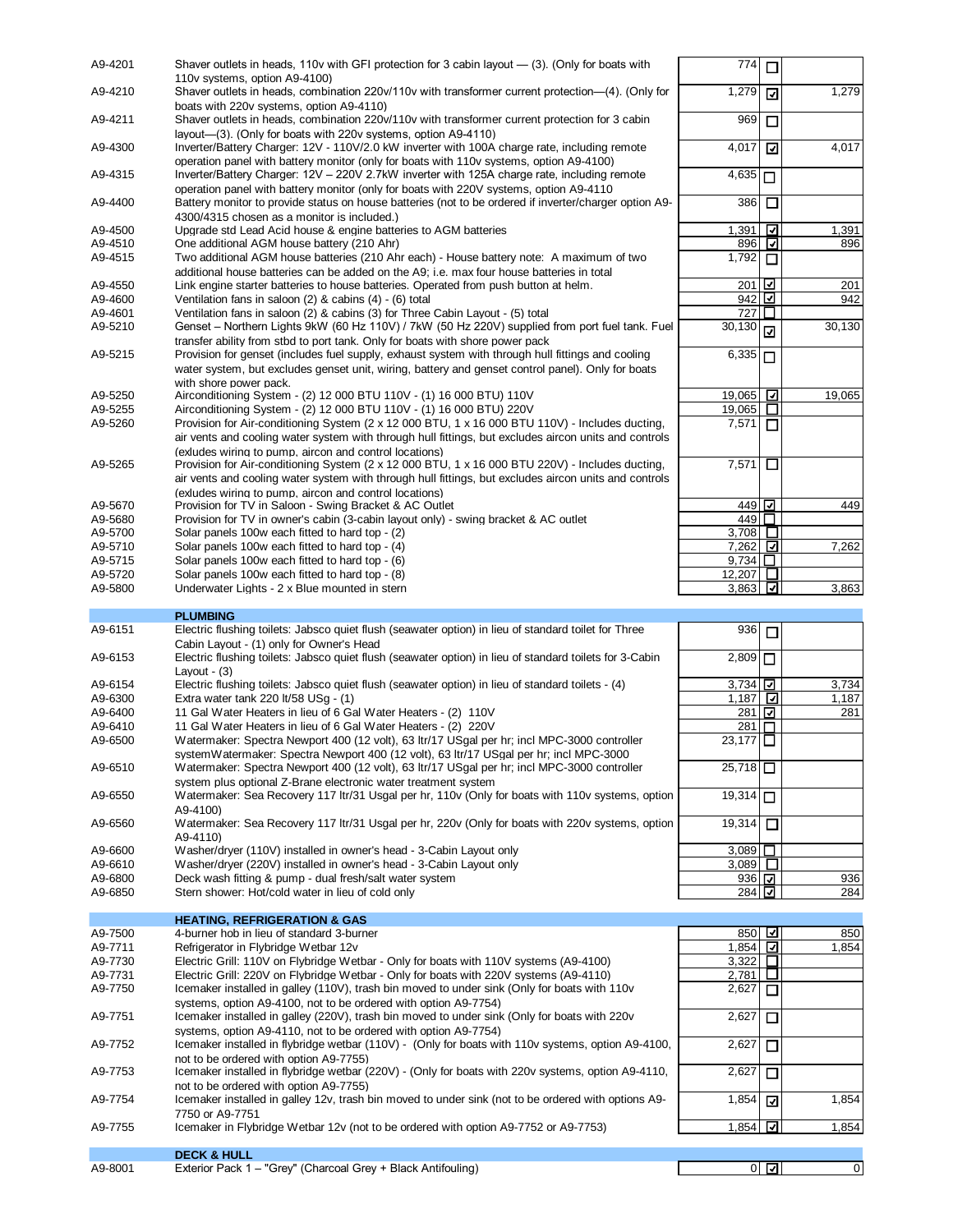| Code | Description | Price | Selected | Total |
|---|---|---|---|---|
| A9-4201 | Shaver outlets in heads, 110v with GFI protection for 3 cabin layout — (3). (Only for boats with 110v systems, option A9-4100) | 774 | ☐ | |
| A9-4210 | Shaver outlets in heads, combination 220v/110v with transformer current protection—(4). (Only for boats with 220v systems, option A9-4110) | 1,279 | ☑ | 1,279 |
| A9-4211 | Shaver outlets in heads, combination 220v/110v with transformer current protection for 3 cabin layout—(3). (Only for boats with 220v systems, option A9-4110) | 969 | ☐ | |
| A9-4300 | Inverter/Battery Charger: 12V - 110V/2.0 kW inverter with 100A charge rate, including remote operation panel with battery monitor (only for boats with 110v systems, option A9-4100) | 4,017 | ☑ | 4,017 |
| A9-4315 | Inverter/Battery Charger: 12V – 220V 2.7kW inverter with 125A charge rate, including remote operation panel with battery monitor (only for boats with 220V systems, option A9-4110 | 4,635 | ☐ | |
| A9-4400 | Battery monitor to provide status on house batteries (not to be ordered if inverter/charger option A9-4300/4315 chosen as a monitor is included.) | 386 | ☐ | |
| A9-4500 | Upgrade std Lead Acid house & engine batteries to AGM batteries | 1,391 | ☑ | 1,391 |
| A9-4510 | One additional AGM house battery (210 Ahr) | 896 | ☑ | 896 |
| A9-4515 | Two additional AGM house batteries (210 Ahr each) - House battery note: A maximum of two additional house batteries can be added on the A9; i.e. max four house batteries in total | 1,792 | ☐ | |
| A9-4550 | Link engine starter batteries to house batteries. Operated from push button at helm. | 201 | ☑ | 201 |
| A9-4600 | Ventilation fans in saloon (2) & cabins (4) - (6) total | 942 | ☑ | 942 |
| A9-4601 | Ventilation fans in saloon (2) & cabins (3) for Three Cabin Layout - (5) total | 727 | ☐ | |
| A9-5210 | Genset – Northern Lights 9kW (60 Hz 110V) / 7kW (50 Hz 220V) supplied from port fuel tank. Fuel transfer ability from stbd to port tank. Only for boats with shore power pack | 30,130 | ☑ | 30,130 |
| A9-5215 | Provision for genset (includes fuel supply, exhaust system with through hull fittings and cooling water system, but excludes genset unit, wiring, battery and genset control panel). Only for boats with shore power pack. | 6,335 | ☐ | |
| A9-5250 | Airconditioning System - (2) 12 000 BTU 110V - (1) 16 000 BTU) 110V | 19,065 | ☑ | 19,065 |
| A9-5255 | Airconditioning System - (2) 12 000 BTU 110V - (1) 16 000 BTU) 220V | 19,065 | ☐ | |
| A9-5260 | Provision for Air-conditioning System (2 x 12 000 BTU, 1 x 16 000 BTU 110V) - Includes ducting, air vents and cooling water system with through hull fittings, but excludes aircon units and controls (exludes wiring to pump, aircon and control locations) | 7,571 | ☐ | |
| A9-5265 | Provision for Air-conditioning System (2 x 12 000 BTU, 1 x 16 000 BTU 220V) - Includes ducting, air vents and cooling water system with through hull fittings, but excludes aircon units and controls (exludes wiring to pump, aircon and control locations) | 7,571 | ☐ | |
| A9-5670 | Provision for TV in Saloon - Swing Bracket & AC Outlet | 449 | ☑ | 449 |
| A9-5680 | Provision for TV in owner's cabin (3-cabin layout only) - swing bracket & AC outlet | 449 | ☐ | |
| A9-5700 | Solar panels 100w each fitted to hard top - (2) | 3,708 | ☐ | |
| A9-5710 | Solar panels 100w each fitted to hard top - (4) | 7,262 | ☑ | 7,262 |
| A9-5715 | Solar panels 100w each fitted to hard top - (6) | 9,734 | ☐ | |
| A9-5720 | Solar panels 100w each fitted to hard top - (8) | 12,207 | ☐ | |
| A9-5800 | Underwater Lights - 2 x Blue mounted in stern | 3,863 | ☑ | 3,863 |
| | **PLUMBING** | | | |
| A9-6151 | Electric flushing toilets: Jabsco quiet flush (seawater option) in lieu of standard toilet for Three Cabin Layout - (1) only for Owner's Head | 936 | ☐ | |
| A9-6153 | Electric flushing toilets: Jabsco quiet flush (seawater option) in lieu of standard toilets for 3-Cabin Layout - (3) | 2,809 | ☐ | |
| A9-6154 | Electric flushing toilets: Jabsco quiet flush (seawater option) in lieu of standard toilets - (4) | 3,734 | ☑ | 3,734 |
| A9-6300 | Extra water tank 220 lt/58 USg - (1) | 1,187 | ☑ | 1,187 |
| A9-6400 | 11 Gal Water Heaters in lieu of 6 Gal Water Heaters - (2) 110V | 281 | ☑ | 281 |
| A9-6410 | 11 Gal Water Heaters in lieu of 6 Gal Water Heaters - (2) 220V | 281 | ☐ | |
| A9-6500 | Watermaker: Spectra Newport 400 (12 volt), 63 ltr/17 USgal per hr; incl MPC-3000 controller systemWatermaker: Spectra Newport 400 (12 volt), 63 ltr/17 USgal per hr; incl MPC-3000 | 23,177 | ☐ | |
| A9-6510 | Watermaker: Spectra Newport 400 (12 volt), 63 ltr/17 USgal per hr; incl MPC-3000 controller system plus optional Z-Brane electronic water treatment system | 25,718 | ☐ | |
| A9-6550 | Watermaker: Sea Recovery 117 ltr/31 Usgal per hr, 110v (Only for boats with 110v systems, option A9-4100) | 19,314 | ☐ | |
| A9-6560 | Watermaker: Sea Recovery 117 ltr/31 Usgal per hr, 220v (Only for boats with 220v systems, option A9-4110) | 19,314 | ☐ | |
| A9-6600 | Washer/dryer (110V) installed in owner's head - 3-Cabin Layout only | 3,089 | ☐ | |
| A9-6610 | Washer/dryer (220V) installed in owner's head - 3-Cabin Layout only | 3,089 | ☐ | |
| A9-6800 | Deck wash fitting & pump - dual fresh/salt water system | 936 | ☑ | 936 |
| A9-6850 | Stern shower: Hot/cold water in lieu of cold only | 284 | ☑ | 284 |
| | **HEATING, REFRIGERATION & GAS** | | | |
| A9-7500 | 4-burner hob in lieu of standard 3-burner | 850 | ☑ | 850 |
| A9-7711 | Refrigerator in Flybridge Wetbar 12v | 1,854 | ☑ | 1,854 |
| A9-7730 | Electric Grill: 110V on Flybridge Wetbar - Only for boats with 110V systems (A9-4100) | 3,322 | ☐ | |
| A9-7731 | Electric Grill: 220V on Flybridge Wetbar - Only for boats with 220V systems (A9-4110) | 2,781 | ☐ | |
| A9-7750 | Icemaker installed in galley (110V), trash bin moved to under sink (Only for boats with 110v systems, option A9-4100, not to be ordered with option A9-7754) | 2,627 | ☐ | |
| A9-7751 | Icemaker installed in galley (220V), trash bin moved to under sink (Only for boats with 220v systems, option A9-4110, not to be ordered with option A9-7754) | 2,627 | ☐ | |
| A9-7752 | Icemaker installed in flybridge wetbar (110V) - (Only for boats with 110v systems, option A9-4100, not to be ordered with option A9-7755) | 2,627 | ☐ | |
| A9-7753 | Icemaker installed in flybridge wetbar (220V) - (Only for boats with 220v systems, option A9-4110, not to be ordered with option A9-7755) | 2,627 | ☐ | |
| A9-7754 | Icemaker installed in galley 12v, trash bin moved to under sink (not to be ordered with options A9-7750 or A9-7751 | 1,854 | ☑ | 1,854 |
| A9-7755 | Icemaker in Flybridge Wetbar 12v (not to be ordered with option A9-7752 or A9-7753) | 1,854 | ☑ | 1,854 |
| | **DECK & HULL** | | | |
| A9-8001 | Exterior Pack 1 – "Grey" (Charcoal Grey + Black Antifouling) | 0 | ☑ | 0 |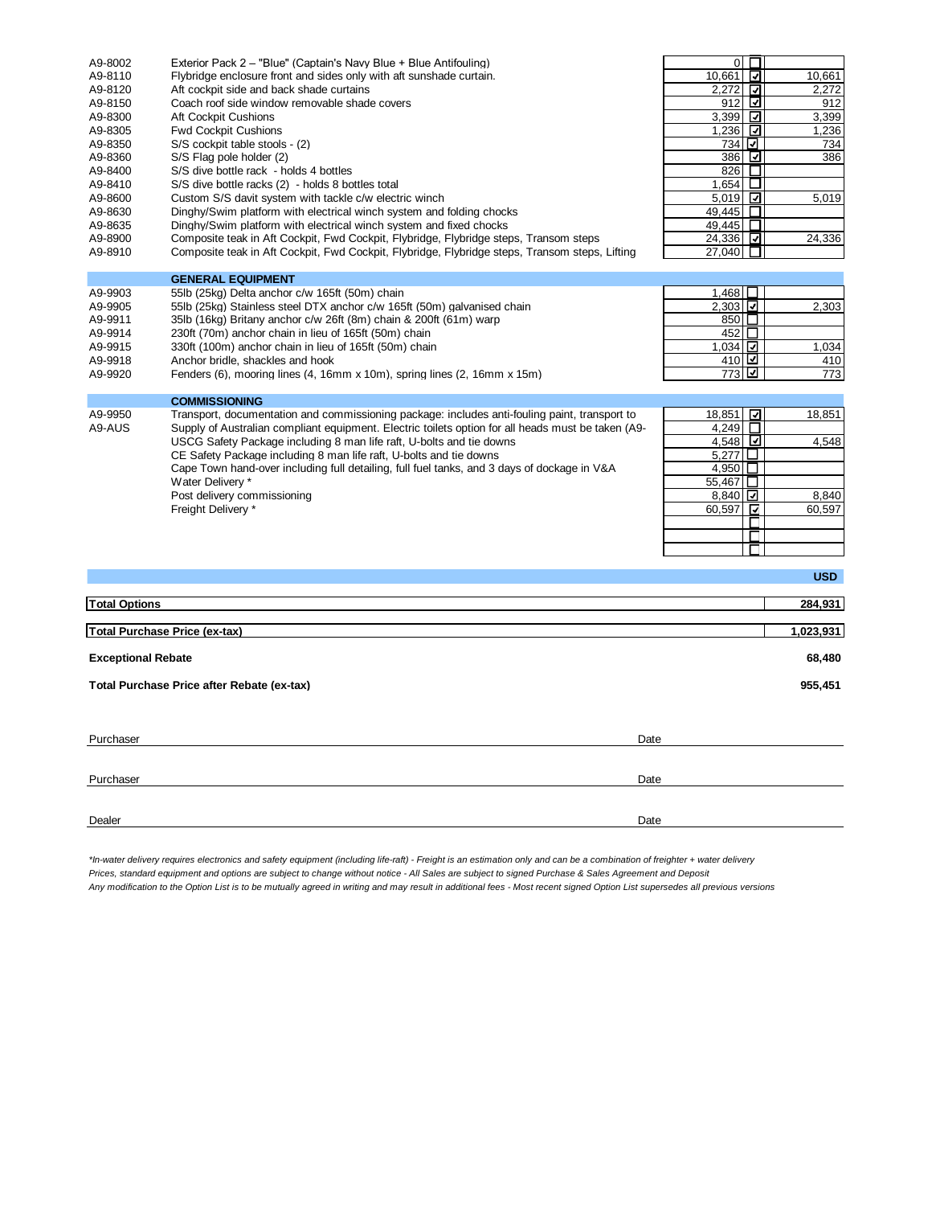| Code | Description | Price | Selected | Total |
|---|---|---|---|---|
| A9-8002 | Exterior Pack 2 – "Blue" (Captain's Navy Blue + Blue Antifouling) | 0 | ☐ | |
| A9-8110 | Flybridge enclosure front and sides only with aft sunshade curtain. | 10,661 | ☑ | 10,661 |
| A9-8120 | Aft cockpit side and back shade curtains | 2,272 | ☑ | 2,272 |
| A9-8150 | Coach roof side window removable shade covers | 912 | ☑ | 912 |
| A9-8300 | Aft Cockpit Cushions | 3,399 | ☑ | 3,399 |
| A9-8305 | Fwd Cockpit Cushions | 1,236 | ☑ | 1,236 |
| A9-8350 | S/S cockpit table stools - (2) | 734 | ☑ | 734 |
| A9-8360 | S/S Flag pole holder (2) | 386 | ☑ | 386 |
| A9-8400 | S/S dive bottle rack - holds 4 bottles | 826 | ☐ | |
| A9-8410 | S/S dive bottle racks (2) - holds 8 bottles total | 1,654 | ☐ | |
| A9-8600 | Custom S/S davit system with tackle c/w electric winch | 5,019 | ☑ | 5,019 |
| A9-8630 | Dinghy/Swim platform with electrical winch system and folding chocks | 49,445 | ☐ | |
| A9-8635 | Dinghy/Swim platform with electrical winch system and fixed chocks | 49,445 | ☐ | |
| A9-8900 | Composite teak in Aft Cockpit, Fwd Cockpit, Flybridge, Flybridge steps, Transom steps | 24,336 | ☑ | 24,336 |
| A9-8910 | Composite teak in Aft Cockpit, Fwd Cockpit, Flybridge, Flybridge steps, Transom steps, Lifting | 27,040 | ☐ | |
| | **GENERAL EQUIPMENT** | | | |
| A9-9903 | 55lb (25kg) Delta anchor c/w 165ft (50m) chain | 1,468 | ☐ | |
| A9-9905 | 55lb (25kg) Stainless steel DTX anchor c/w 165ft (50m) galvanised chain | 2,303 | ☑ | 2,303 |
| A9-9911 | 35lb (16kg) Britany anchor c/w 26ft (8m) chain & 200ft (61m) warp | 850 | ☐ | |
| A9-9914 | 230ft (70m) anchor chain in lieu of 165ft (50m) chain | 452 | ☐ | |
| A9-9915 | 330ft (100m) anchor chain in lieu of 165ft (50m) chain | 1,034 | ☑ | 1,034 |
| A9-9918 | Anchor bridle, shackles and hook | 410 | ☑ | 410 |
| A9-9920 | Fenders (6), mooring lines (4, 16mm x 10m), spring lines (2, 16mm x 15m) | 773 | ☑ | 773 |
| | **COMMISSIONING** | | | |
| A9-9950 | Transport, documentation and commissioning package: includes anti-fouling paint, transport to | 18,851 | ☑ | 18,851 |
| A9-AUS | Supply of Australian compliant equipment. Electric toilets option for all heads must be taken (A9- | 4,249 | ☐ | |
| | USCG Safety Package including 8 man life raft, U-bolts and tie downs | 4,548 | ☑ | 4,548 |
| | CE Safety Package including 8 man life raft, U-bolts and tie downs | 5,277 | ☐ | |
| | Cape Town hand-over including full detailing, full fuel tanks, and 3 days of dockage in V&A | 4,950 | ☐ | |
| | Water Delivery * | 55,467 | ☐ | |
| | Post delivery commissioning | 8,840 | ☑ | 8,840 |
| | Freight Delivery * | 60,597 | ☑ | 60,597 |
| | | | ☐ | |
| | | | ☐ | |
| | | | ☐ | |

| | USD |
|---|---|
| **Total Options** | **284,931** |
| **Total Purchase Price (ex-tax)** | **1,023,931** |
| **Exceptional Rebate** | **68,480** |
| **Total Purchase Price after Rebate (ex-tax)** | **955,451** |

Purchaser ______________________________ Date ______________

Purchaser ______________________________ Date ______________

Dealer ______________________________ Date ______________

*\*In-water delivery requires electronics and safety equipment (including life-raft) - Freight is an estimation only and can be a combination of freighter + water delivery*

*Prices, standard equipment and options are subject to change without notice - All Sales are subject to signed Purchase & Sales Agreement and Deposit*

*Any modification to the Option List is to be mutually agreed in writing and may result in additional fees - Most recent signed Option List supersedes all previous versions*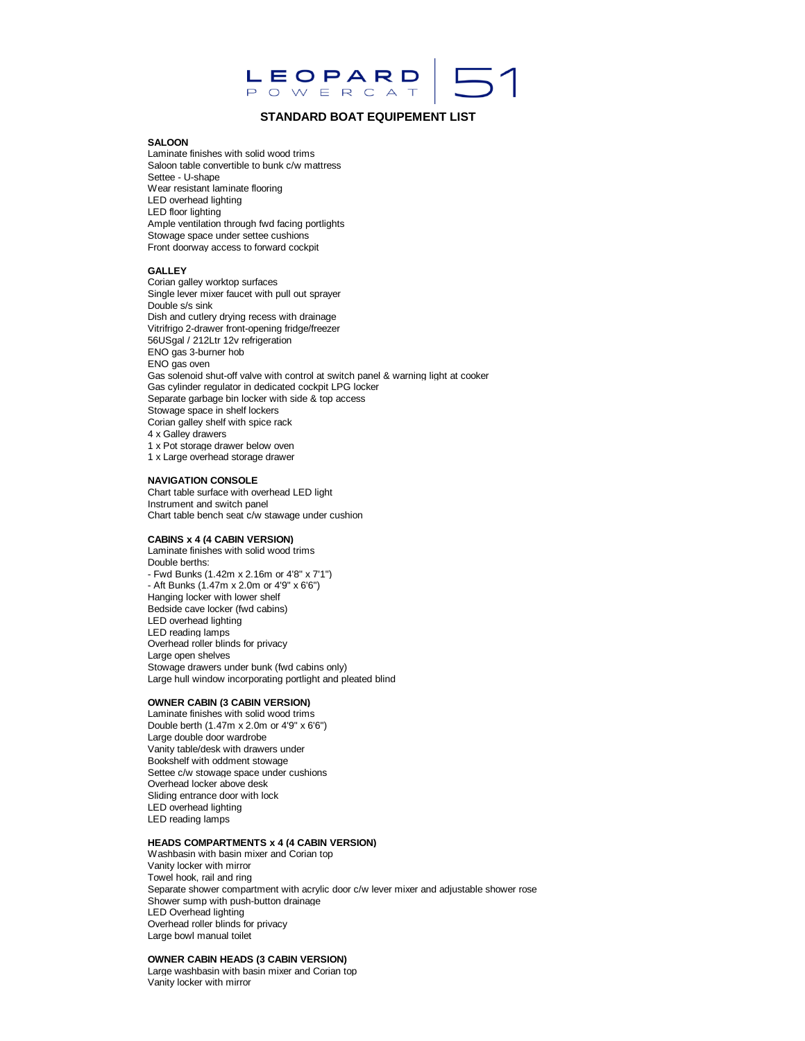# LEOPARD POWERCAT 51

## STANDARD BOAT EQUIPEMENT LIST

### SALOON

Laminate finishes with solid wood trims
Saloon table convertible to bunk c/w mattress
Settee - U-shape
Wear resistant laminate flooring
LED overhead lighting
LED floor lighting
Ample ventilation through fwd facing portlights
Stowage space under settee cushions
Front doorway access to forward cockpit

### GALLEY

Corian galley worktop surfaces
Single lever mixer faucet with pull out sprayer
Double s/s sink
Dish and cutlery drying recess with drainage
Vitrifrigo 2-drawer front-opening fridge/freezer
56USgal / 212Ltr 12v refrigeration
ENO gas 3-burner hob
ENO gas oven
Gas solenoid shut-off valve with control at switch panel & warning light at cooker
Gas cylinder regulator in dedicated cockpit LPG locker
Separate garbage bin locker with side & top access
Stowage space in shelf lockers
Corian galley shelf with spice rack
4 x Galley drawers
1 x Pot storage drawer below oven
1 x Large overhead storage drawer

### NAVIGATION CONSOLE

Chart table surface with overhead LED light
Instrument and switch panel
Chart table bench seat c/w stawage under cushion

### CABINS x 4 (4 CABIN VERSION)

Laminate finishes with solid wood trims
Double berths:
- Fwd Bunks (1.42m x 2.16m or 4'8" x 7'1")
- Aft Bunks (1.47m x 2.0m or 4'9" x 6'6")

Hanging locker with lower shelf
Bedside cave locker (fwd cabins)
LED overhead lighting
LED reading lamps
Overhead roller blinds for privacy
Large open shelves
Stowage drawers under bunk (fwd cabins only)
Large hull window incorporating portlight and pleated blind

### OWNER CABIN (3 CABIN VERSION)

Laminate finishes with solid wood trims
Double berth (1.47m x 2.0m or 4'9" x 6'6")
Large double door wardrobe
Vanity table/desk with drawers under
Bookshelf with oddment stowage
Settee c/w stowage space under cushions
Overhead locker above desk
Sliding entrance door with lock
LED overhead lighting
LED reading lamps

### HEADS COMPARTMENTS x 4 (4 CABIN VERSION)

Washbasin with basin mixer and Corian top
Vanity locker with mirror
Towel hook, rail and ring
Separate shower compartment with acrylic door c/w lever mixer and adjustable shower rose
Shower sump with push-button drainage
LED Overhead lighting
Overhead roller blinds for privacy
Large bowl manual toilet

### OWNER CABIN HEADS (3 CABIN VERSION)

Large washbasin with basin mixer and Corian top
Vanity locker with mirror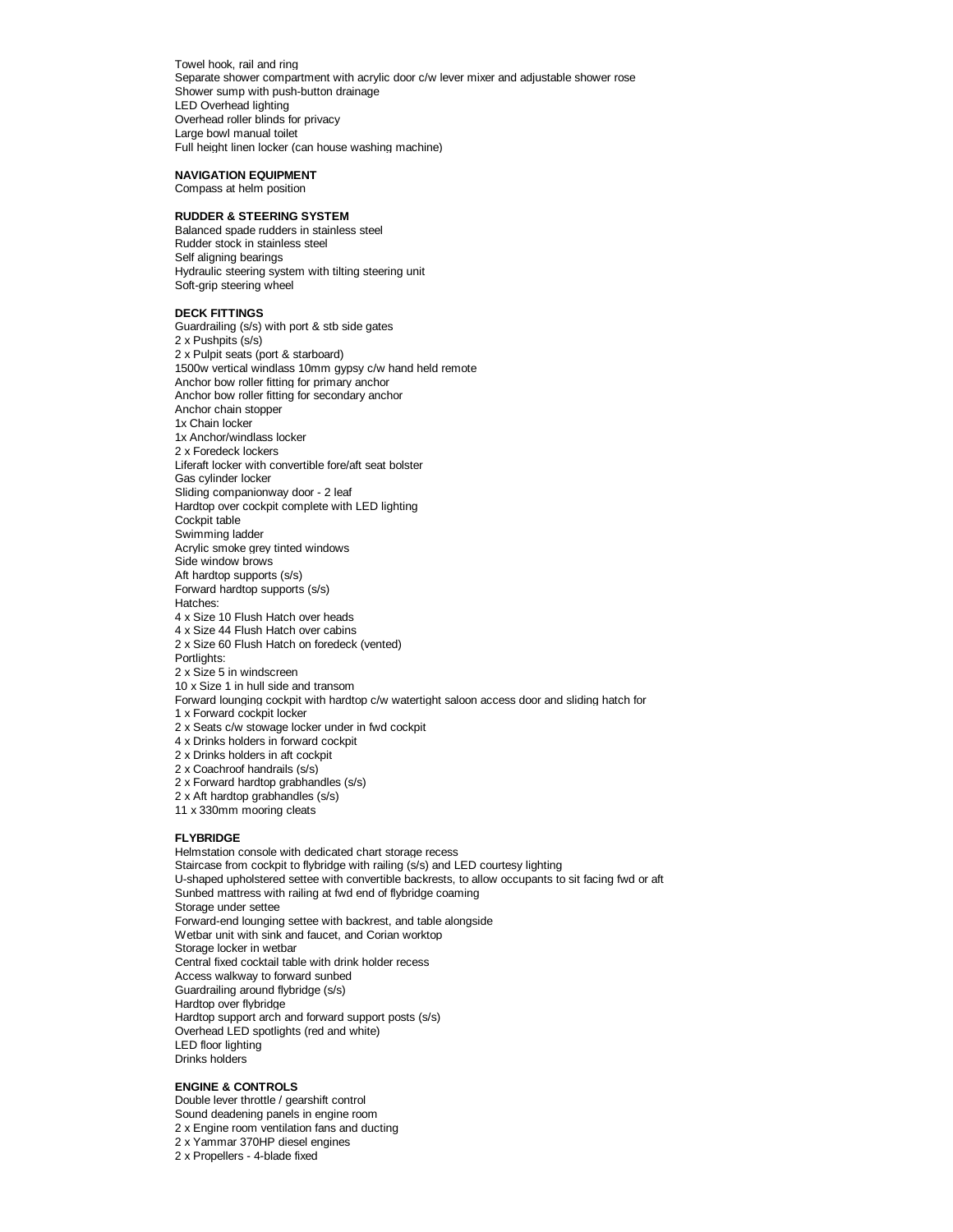Towel hook, rail and ring
Separate shower compartment with acrylic door c/w lever mixer and adjustable shower rose
Shower sump with push-button drainage
LED Overhead lighting
Overhead roller blinds for privacy
Large bowl manual toilet
Full height linen locker (can house washing machine)

**NAVIGATION EQUIPMENT**
Compass at helm position

**RUDDER & STEERING SYSTEM**
Balanced spade rudders in stainless steel
Rudder stock in stainless steel
Self aligning bearings
Hydraulic steering system with tilting steering unit
Soft-grip steering wheel

**DECK FITTINGS**
Guardrailing (s/s) with port & stb side gates
2 x Pushpits (s/s)
2 x Pulpit seats (port & starboard)
1500w vertical windlass 10mm gypsy c/w hand held remote
Anchor bow roller fitting for primary anchor
Anchor bow roller fitting for secondary anchor
Anchor chain stopper
1x Chain locker
1x Anchor/windlass locker
2 x Foredeck lockers
Liferaft locker with convertible fore/aft seat bolster
Gas cylinder locker
Sliding companionway door - 2 leaf
Hardtop over cockpit complete with LED lighting
Cockpit table
Swimming ladder
Acrylic smoke grey tinted windows
Side window brows
Aft hardtop supports (s/s)
Forward hardtop supports (s/s)
Hatches:
4 x Size 10 Flush Hatch over heads
4 x Size 44 Flush Hatch over cabins
2 x Size 60 Flush Hatch on foredeck (vented)
Portlights:
2 x Size 5 in windscreen
10 x Size 1 in hull side and transom
Forward lounging cockpit with hardtop c/w watertight saloon access door and sliding hatch for
1 x Forward cockpit locker
2 x Seats c/w stowage locker under in fwd cockpit
4 x Drinks holders in forward cockpit
2 x Drinks holders in aft cockpit
2 x Coachroof handrails (s/s)
2 x Forward hardtop grabhandles (s/s)
2 x Aft hardtop grabhandles (s/s)
11 x 330mm mooring cleats

**FLYBRIDGE**
Helmstation console with dedicated chart storage recess
Staircase from cockpit to flybridge with railing (s/s) and LED courtesy lighting
U-shaped upholstered settee with convertible backrests, to allow occupants to sit facing fwd or aft
Sunbed mattress with railing at fwd end of flybridge coaming
Storage under settee
Forward-end lounging settee with backrest, and table alongside
Wetbar unit with sink and faucet, and Corian worktop
Storage locker in wetbar
Central fixed cocktail table with drink holder recess
Access walkway to forward sunbed
Guardrailing around flybridge (s/s)
Hardtop over flybridge
Hardtop support arch and forward support posts (s/s)
Overhead LED spotlights (red and white)
LED floor lighting
Drinks holders

**ENGINE & CONTROLS**
Double lever throttle / gearshift control
Sound deadening panels in engine room
2 x Engine room ventilation fans and ducting
2 x Yammar 370HP diesel engines
2 x Propellers - 4-blade fixed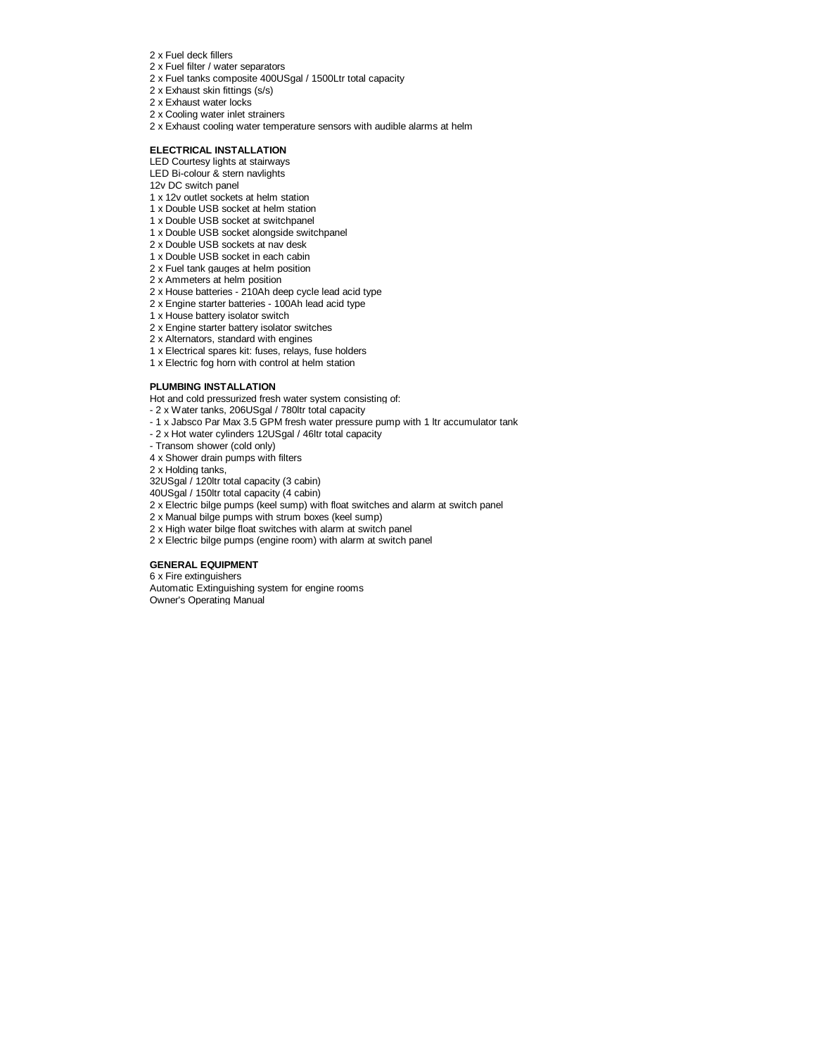2 x Fuel deck fillers
2 x Fuel filter / water separators
2 x Fuel tanks composite 400USgal / 1500Ltr total capacity
2 x Exhaust skin fittings (s/s)
2 x Exhaust water locks
2 x Cooling water inlet strainers
2 x Exhaust cooling water temperature sensors with audible alarms at helm

**ELECTRICAL INSTALLATION**

LED Courtesy lights at stairways
LED Bi-colour & stern navlights
12v DC switch panel
1 x 12v outlet sockets at helm station
1 x Double USB socket at helm station
1 x Double USB socket at switchpanel
1 x Double USB socket alongside switchpanel
2 x Double USB sockets at nav desk
1 x Double USB socket in each cabin
2 x Fuel tank gauges at helm position
2 x Ammeters at helm position
2 x House batteries - 210Ah deep cycle lead acid type
2 x Engine starter batteries - 100Ah lead acid type
1 x House battery isolator switch
2 x Engine starter battery isolator switches
2 x Alternators, standard with engines
1 x Electrical spares kit: fuses, relays, fuse holders
1 x Electric fog horn with control at helm station

**PLUMBING INSTALLATION**

Hot and cold pressurized fresh water system consisting of:
- 2 x Water tanks, 206USgal / 780ltr total capacity
- 1 x Jabsco Par Max 3.5 GPM fresh water pressure pump with 1 ltr accumulator tank
- 2 x Hot water cylinders 12USgal / 46ltr total capacity
- Transom shower (cold only)

4 x Shower drain pumps with filters
2 x Holding tanks,
32USgal / 120ltr total capacity (3 cabin)
40USgal / 150ltr total capacity (4 cabin)
2 x Electric bilge pumps (keel sump) with float switches and alarm at switch panel
2 x Manual bilge pumps with strum boxes (keel sump)
2 x High water bilge float switches with alarm at switch panel
2 x Electric bilge pumps (engine room) with alarm at switch panel

**GENERAL EQUIPMENT**

6 x Fire extinguishers
Automatic Extinguishing system for engine rooms
Owner's Operating Manual